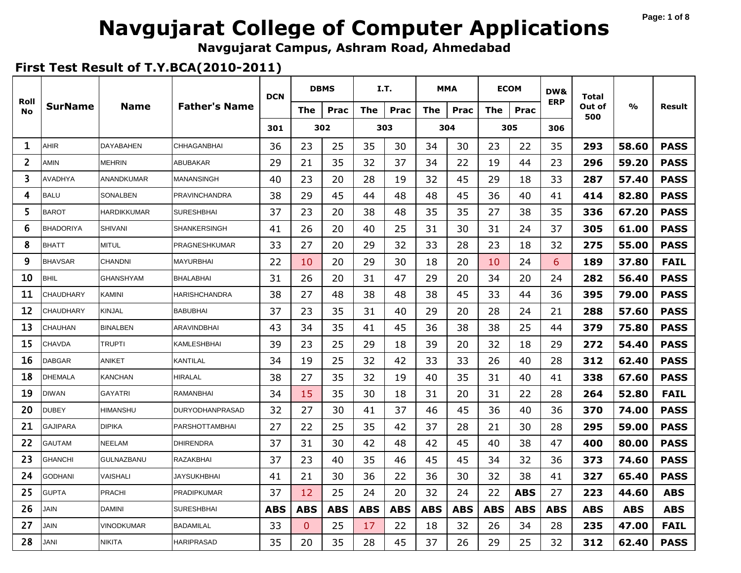# Navgujarat College of Computer Applications

**Navgujarat Campus, Ashram Road, Ahmedabad**

## First Test Result of T.Y.BCA(2010-2011)

| Roll No | SurName | Name | Father's Name | DCN | DBMS | | I.T. | | MMA | | ECOM | | DW& ERP | Total Out of 500 | % | Result |
|---|---|---|---|---|---|---|---|---|---|---|---|---|---|---|---|---|
| | | | | | The | Prac | The | Prac | The | Prac | The | Prac | | | | |
| | | | | 301 | 302 | | 303 | | 304 | | 305 | | 306 | | | |
| 1 | AHIR | DAYABAHEN | CHHAGANBHAI | 36 | 23 | 25 | 35 | 30 | 34 | 30 | 23 | 22 | 35 | 293 | 58.60 | PASS |
| 2 | AMIN | MEHRIN | ABUBAKAR | 29 | 21 | 35 | 32 | 37 | 34 | 22 | 19 | 44 | 23 | 296 | 59.20 | PASS |
| 3 | AVADHYA | ANANDKUMAR | MANANSINGH | 40 | 23 | 20 | 28 | 19 | 32 | 45 | 29 | 18 | 33 | 287 | 57.40 | PASS |
| 4 | BALU | SONALBEN | PRAVINCHANDRA | 38 | 29 | 45 | 44 | 48 | 48 | 45 | 36 | 40 | 41 | 414 | 82.80 | PASS |
| 5 | BAROT | HARDIKKUMAR | SURESHBHAI | 37 | 23 | 20 | 38 | 48 | 35 | 35 | 27 | 38 | 35 | 336 | 67.20 | PASS |
| 6 | BHADORIYA | SHIVANI | SHANKERSINGH | 41 | 26 | 20 | 40 | 25 | 31 | 30 | 31 | 24 | 37 | 305 | 61.00 | PASS |
| 8 | BHATT | MITUL | PRAGNESHKUMAR | 33 | 27 | 20 | 29 | 32 | 33 | 28 | 23 | 18 | 32 | 275 | 55.00 | PASS |
| 9 | BHAVSAR | CHANDNI | MAYURBHAI | 22 | 10 | 20 | 29 | 30 | 18 | 20 | 10 | 24 | 6 | 189 | 37.80 | FAIL |
| 10 | BHIL | GHANSHYAM | BHALABHAI | 31 | 26 | 20 | 31 | 47 | 29 | 20 | 34 | 20 | 24 | 282 | 56.40 | PASS |
| 11 | CHAUDHARY | KAMINI | HARISHCHANDRA | 38 | 27 | 48 | 38 | 48 | 38 | 45 | 33 | 44 | 36 | 395 | 79.00 | PASS |
| 12 | CHAUDHARY | KINJAL | BABUBHAI | 37 | 23 | 35 | 31 | 40 | 29 | 20 | 28 | 24 | 21 | 288 | 57.60 | PASS |
| 13 | CHAUHAN | BINALBEN | ARAVINDBHAI | 43 | 34 | 35 | 41 | 45 | 36 | 38 | 38 | 25 | 44 | 379 | 75.80 | PASS |
| 15 | CHAVDA | TRUPTI | KAMLESHBHAI | 39 | 23 | 25 | 29 | 18 | 39 | 20 | 32 | 18 | 29 | 272 | 54.40 | PASS |
| 16 | DABGAR | ANIKET | KANTILAL | 34 | 19 | 25 | 32 | 42 | 33 | 33 | 26 | 40 | 28 | 312 | 62.40 | PASS |
| 18 | DHEMALA | KANCHAN | HIRALAL | 38 | 27 | 35 | 32 | 19 | 40 | 35 | 31 | 40 | 41 | 338 | 67.60 | PASS |
| 19 | DIWAN | GAYATRI | RAMANBHAI | 34 | 15 | 35 | 30 | 18 | 31 | 20 | 31 | 22 | 28 | 264 | 52.80 | FAIL |
| 20 | DUBEY | HIMANSHU | DURYODHANPRASAD | 32 | 27 | 30 | 41 | 37 | 46 | 45 | 36 | 40 | 36 | 370 | 74.00 | PASS |
| 21 | GAJIPARA | DIPIKA | PARSHOTTAMBHAI | 27 | 22 | 25 | 35 | 42 | 37 | 28 | 21 | 30 | 28 | 295 | 59.00 | PASS |
| 22 | GAUTAM | NEELAM | DHIRENDRA | 37 | 31 | 30 | 42 | 48 | 42 | 45 | 40 | 38 | 47 | 400 | 80.00 | PASS |
| 23 | GHANCHI | GULNAZBANU | RAZAKBHAI | 37 | 23 | 40 | 35 | 46 | 45 | 45 | 34 | 32 | 36 | 373 | 74.60 | PASS |
| 24 | GODHANI | VAISHALI | JAYSUKHBHAI | 41 | 21 | 30 | 36 | 22 | 36 | 30 | 32 | 38 | 41 | 327 | 65.40 | PASS |
| 25 | GUPTA | PRACHI | PRADIPKUMAR | 37 | 12 | 25 | 24 | 20 | 32 | 24 | 22 | ABS | 27 | 223 | 44.60 | ABS |
| 26 | JAIN | DAMINI | SURESHBHAI | ABS | ABS | ABS | ABS | ABS | ABS | ABS | ABS | ABS | ABS | ABS | ABS | ABS |
| 27 | JAIN | VINODKUMAR | BADAMILAL | 33 | 0 | 25 | 17 | 22 | 18 | 32 | 26 | 34 | 28 | 235 | 47.00 | FAIL |
| 28 | JANI | NIKITA | HARIPRASAD | 35 | 20 | 35 | 28 | 45 | 37 | 26 | 29 | 25 | 32 | 312 | 62.40 | PASS |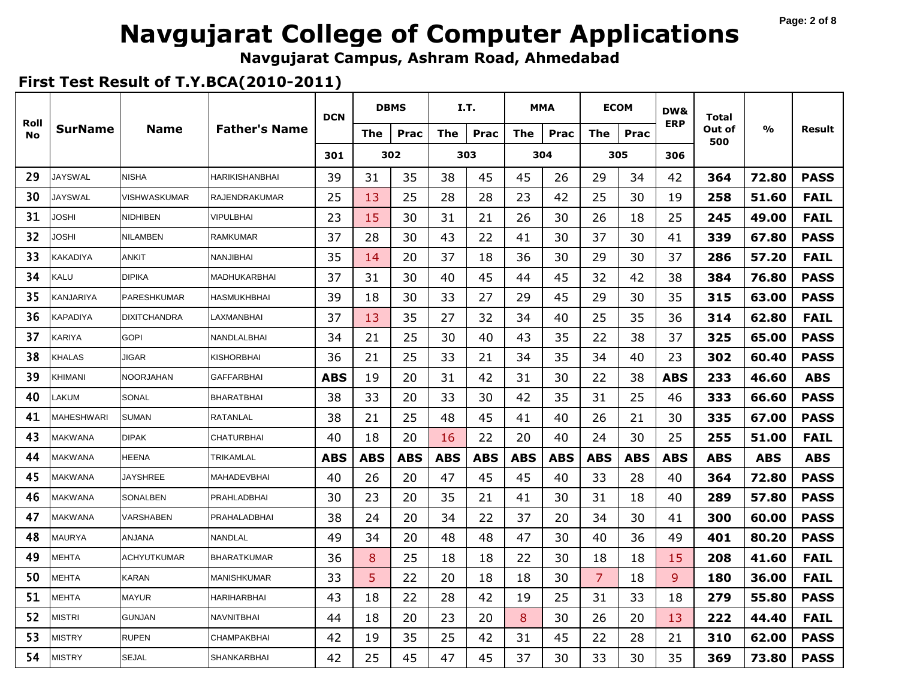# Navgujarat College of Computer Applications

**Navgujarat Campus, Ashram Road, Ahmedabad**

## First Test Result of T.Y.BCA(2010-2011)

| Roll No | SurName | Name | Father's Name | DCN | DBMS | | I.T. | | MMA | | ECOM | | DW& ERP | Total Out of 500 | % | Result |
|---|---|---|---|---|---|---|---|---|---|---|---|---|---|---|---|---|
| | | | | | The | Prac | The | Prac | The | Prac | The | Prac | | | | |
| | | | | 301 | 302 | | 303 | | 304 | | 305 | | 306 | | | |
| 29 | JAYSWAL | NISHA | HARIKISHANBHAI | 39 | 31 | 35 | 38 | 45 | 45 | 26 | 29 | 34 | 42 | 364 | 72.80 | PASS |
| 30 | JAYSWAL | VISHWASKUMAR | RAJENDRAKUMAR | 25 | 13 | 25 | 28 | 28 | 23 | 42 | 25 | 30 | 19 | 258 | 51.60 | FAIL |
| 31 | JOSHI | NIDHIBEN | VIPULBHAI | 23 | 15 | 30 | 31 | 21 | 26 | 30 | 26 | 18 | 25 | 245 | 49.00 | FAIL |
| 32 | JOSHI | NILAMBEN | RAMKUMAR | 37 | 28 | 30 | 43 | 22 | 41 | 30 | 37 | 30 | 41 | 339 | 67.80 | PASS |
| 33 | KAKADIYA | ANKIT | NANJIBHAI | 35 | 14 | 20 | 37 | 18 | 36 | 30 | 29 | 30 | 37 | 286 | 57.20 | FAIL |
| 34 | KALU | DIPIKA | MADHUKARBHAI | 37 | 31 | 30 | 40 | 45 | 44 | 45 | 32 | 42 | 38 | 384 | 76.80 | PASS |
| 35 | KANJARIYA | PARESHKUMAR | HASMUKHBHAI | 39 | 18 | 30 | 33 | 27 | 29 | 45 | 29 | 30 | 35 | 315 | 63.00 | PASS |
| 36 | KAPADIYA | DIXITCHANDRA | LAXMANBHAI | 37 | 13 | 35 | 27 | 32 | 34 | 40 | 25 | 35 | 36 | 314 | 62.80 | FAIL |
| 37 | KARIYA | GOPI | NANDLALBHAI | 34 | 21 | 25 | 30 | 40 | 43 | 35 | 22 | 38 | 37 | 325 | 65.00 | PASS |
| 38 | KHALAS | JIGAR | KISHORBHAI | 36 | 21 | 25 | 33 | 21 | 34 | 35 | 34 | 40 | 23 | 302 | 60.40 | PASS |
| 39 | KHIMANI | NOORJAHAN | GAFFARBHAI | ABS | 19 | 20 | 31 | 42 | 31 | 30 | 22 | 38 | ABS | 233 | 46.60 | ABS |
| 40 | LAKUM | SONAL | BHARATBHAI | 38 | 33 | 20 | 33 | 30 | 42 | 35 | 31 | 25 | 46 | 333 | 66.60 | PASS |
| 41 | MAHESHWARI | SUMAN | RATANLAL | 38 | 21 | 25 | 48 | 45 | 41 | 40 | 26 | 21 | 30 | 335 | 67.00 | PASS |
| 43 | MAKWANA | DIPAK | CHATURBHAI | 40 | 18 | 20 | 16 | 22 | 20 | 40 | 24 | 30 | 25 | 255 | 51.00 | FAIL |
| 44 | MAKWANA | HEENA | TRIKAMLAL | ABS | ABS | ABS | ABS | ABS | ABS | ABS | ABS | ABS | ABS | ABS | ABS | ABS |
| 45 | MAKWANA | JAYSHREE | MAHADEVBHAI | 40 | 26 | 20 | 47 | 45 | 45 | 40 | 33 | 28 | 40 | 364 | 72.80 | PASS |
| 46 | MAKWANA | SONALBEN | PRAHLADBHAI | 30 | 23 | 20 | 35 | 21 | 41 | 30 | 31 | 18 | 40 | 289 | 57.80 | PASS |
| 47 | MAKWANA | VARSHABEN | PRAHALADBHAI | 38 | 24 | 20 | 34 | 22 | 37 | 20 | 34 | 30 | 41 | 300 | 60.00 | PASS |
| 48 | MAURYA | ANJANA | NANDLAL | 49 | 34 | 20 | 48 | 48 | 47 | 30 | 40 | 36 | 49 | 401 | 80.20 | PASS |
| 49 | MEHTA | ACHYUTKUMAR | BHARATKUMAR | 36 | 8 | 25 | 18 | 18 | 22 | 30 | 18 | 18 | 15 | 208 | 41.60 | FAIL |
| 50 | MEHTA | KARAN | MANISHKUMAR | 33 | 5 | 22 | 20 | 18 | 18 | 30 | 7 | 18 | 9 | 180 | 36.00 | FAIL |
| 51 | MEHTA | MAYUR | HARIHARBHAI | 43 | 18 | 22 | 28 | 42 | 19 | 25 | 31 | 33 | 18 | 279 | 55.80 | PASS |
| 52 | MISTRI | GUNJAN | NAVNITBHAI | 44 | 18 | 20 | 23 | 20 | 8 | 30 | 26 | 20 | 13 | 222 | 44.40 | FAIL |
| 53 | MISTRY | RUPEN | CHAMPAKBHAI | 42 | 19 | 35 | 25 | 42 | 31 | 45 | 22 | 28 | 21 | 310 | 62.00 | PASS |
| 54 | MISTRY | SEJAL | SHANKARBHAI | 42 | 25 | 45 | 47 | 45 | 37 | 30 | 33 | 30 | 35 | 369 | 73.80 | PASS |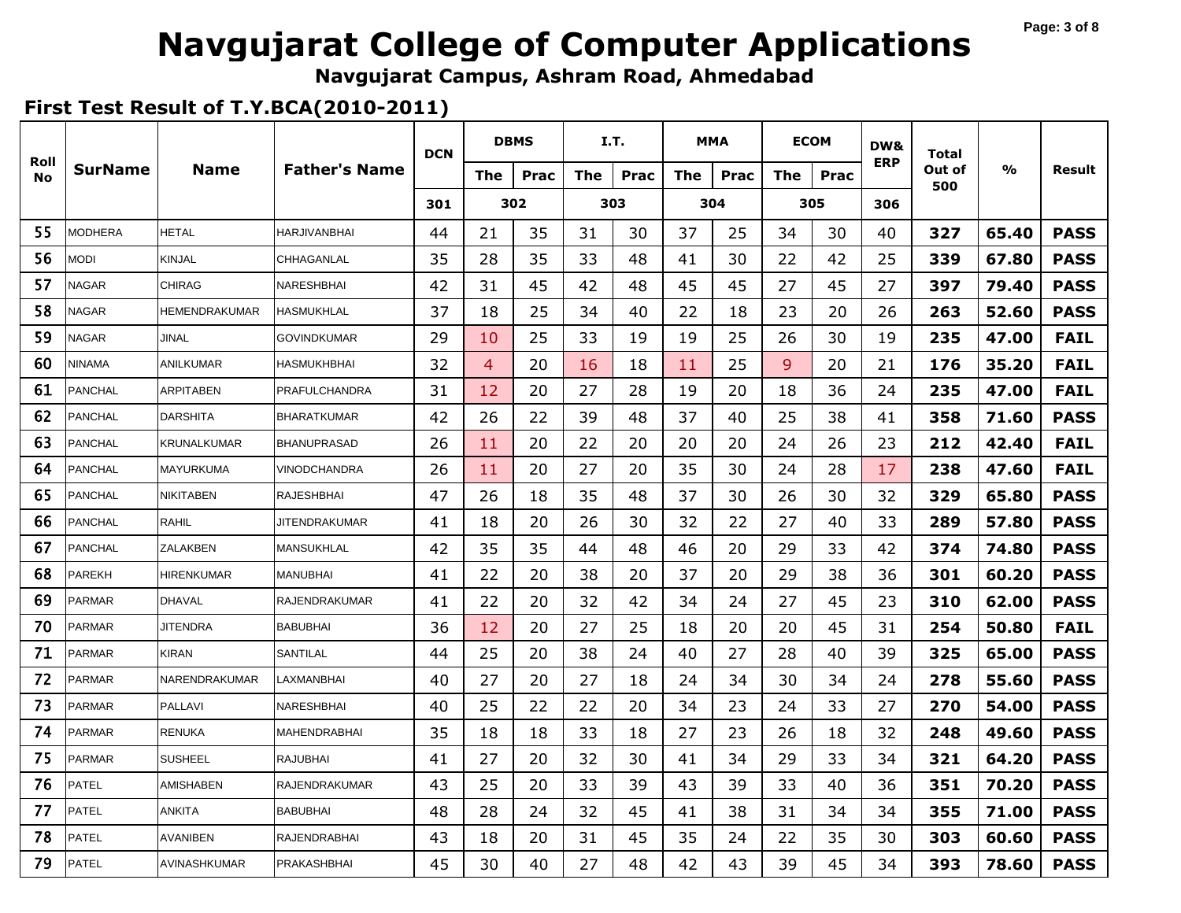# Navgujarat College of Computer Applications

**Navgujarat Campus, Ashram Road, Ahmedabad**

## First Test Result of T.Y.BCA(2010-2011)

| Roll No | SurName | Name | Father's Name | DCN | DBMS | | I.T. | | MMA | | ECOM | | DW& ERP | Total Out of 500 | % | Result |
|---|---|---|---|---|---|---|---|---|---|---|---|---|---|---|---|---|
| | | | | | The | Prac | The | Prac | The | Prac | The | Prac | | | | |
| | | | | 301 | 302 | | 303 | | 304 | | 305 | | 306 | | | |
| 55 | MODHERA | HETAL | HARJIVANBHAI | 44 | 21 | 35 | 31 | 30 | 37 | 25 | 34 | 30 | 40 | **327** | **65.40** | **PASS** |
| 56 | MODI | KINJAL | CHHAGANLAL | 35 | 28 | 35 | 33 | 48 | 41 | 30 | 22 | 42 | 25 | **339** | **67.80** | **PASS** |
| 57 | NAGAR | CHIRAG | NARESHBHAI | 42 | 31 | 45 | 42 | 48 | 45 | 45 | 27 | 45 | 27 | **397** | **79.40** | **PASS** |
| 58 | NAGAR | HEMENDRAKUMAR | HASMUKHLAL | 37 | 18 | 25 | 34 | 40 | 22 | 18 | 23 | 20 | 26 | **263** | **52.60** | **PASS** |
| 59 | NAGAR | JINAL | GOVINDKUMAR | 29 | 10 | 25 | 33 | 19 | 19 | 25 | 26 | 30 | 19 | **235** | **47.00** | **FAIL** |
| 60 | NINAMA | ANILKUMAR | HASMUKHBHAI | 32 | 4 | 20 | 16 | 18 | 11 | 25 | 9 | 20 | 21 | **176** | **35.20** | **FAIL** |
| 61 | PANCHAL | ARPITABEN | PRAFULCHANDRA | 31 | 12 | 20 | 27 | 28 | 19 | 20 | 18 | 36 | 24 | **235** | **47.00** | **FAIL** |
| 62 | PANCHAL | DARSHITA | BHARATKUMAR | 42 | 26 | 22 | 39 | 48 | 37 | 40 | 25 | 38 | 41 | **358** | **71.60** | **PASS** |
| 63 | PANCHAL | KRUNALKUMAR | BHANUPRASAD | 26 | 11 | 20 | 22 | 20 | 20 | 20 | 24 | 26 | 23 | **212** | **42.40** | **FAIL** |
| 64 | PANCHAL | MAYURKUMA | VINODCHANDRA | 26 | 11 | 20 | 27 | 20 | 35 | 30 | 24 | 28 | 17 | **238** | **47.60** | **FAIL** |
| 65 | PANCHAL | NIKITABEN | RAJESHBHAI | 47 | 26 | 18 | 35 | 48 | 37 | 30 | 26 | 30 | 32 | **329** | **65.80** | **PASS** |
| 66 | PANCHAL | RAHIL | JITENDRAKUMAR | 41 | 18 | 20 | 26 | 30 | 32 | 22 | 27 | 40 | 33 | **289** | **57.80** | **PASS** |
| 67 | PANCHAL | ZALAKBEN | MANSUKHLAL | 42 | 35 | 35 | 44 | 48 | 46 | 20 | 29 | 33 | 42 | **374** | **74.80** | **PASS** |
| 68 | PAREKH | HIRENKUMAR | MANUBHAI | 41 | 22 | 20 | 38 | 20 | 37 | 20 | 29 | 38 | 36 | **301** | **60.20** | **PASS** |
| 69 | PARMAR | DHAVAL | RAJENDRAKUMAR | 41 | 22 | 20 | 32 | 42 | 34 | 24 | 27 | 45 | 23 | **310** | **62.00** | **PASS** |
| 70 | PARMAR | JITENDRA | BABUBHAI | 36 | 12 | 20 | 27 | 25 | 18 | 20 | 20 | 45 | 31 | **254** | **50.80** | **FAIL** |
| 71 | PARMAR | KIRAN | SANTILAL | 44 | 25 | 20 | 38 | 24 | 40 | 27 | 28 | 40 | 39 | **325** | **65.00** | **PASS** |
| 72 | PARMAR | NARENDRAKUMAR | LAXMANBHAI | 40 | 27 | 20 | 27 | 18 | 24 | 34 | 30 | 34 | 24 | **278** | **55.60** | **PASS** |
| 73 | PARMAR | PALLAVI | NARESHBHAI | 40 | 25 | 22 | 22 | 20 | 34 | 23 | 24 | 33 | 27 | **270** | **54.00** | **PASS** |
| 74 | PARMAR | RENUKA | MAHENDRABHAI | 35 | 18 | 18 | 33 | 18 | 27 | 23 | 26 | 18 | 32 | **248** | **49.60** | **PASS** |
| 75 | PARMAR | SUSHEEL | RAJUBHAI | 41 | 27 | 20 | 32 | 30 | 41 | 34 | 29 | 33 | 34 | **321** | **64.20** | **PASS** |
| 76 | PATEL | AMISHABEN | RAJENDRAKUMAR | 43 | 25 | 20 | 33 | 39 | 43 | 39 | 33 | 40 | 36 | **351** | **70.20** | **PASS** |
| 77 | PATEL | ANKITA | BABUBHAI | 48 | 28 | 24 | 32 | 45 | 41 | 38 | 31 | 34 | 34 | **355** | **71.00** | **PASS** |
| 78 | PATEL | AVANIBEN | RAJENDRABHAI | 43 | 18 | 20 | 31 | 45 | 35 | 24 | 22 | 35 | 30 | **303** | **60.60** | **PASS** |
| 79 | PATEL | AVINASHKUMAR | PRAKASHBHAI | 45 | 30 | 40 | 27 | 48 | 42 | 43 | 39 | 45 | 34 | **393** | **78.60** | **PASS** |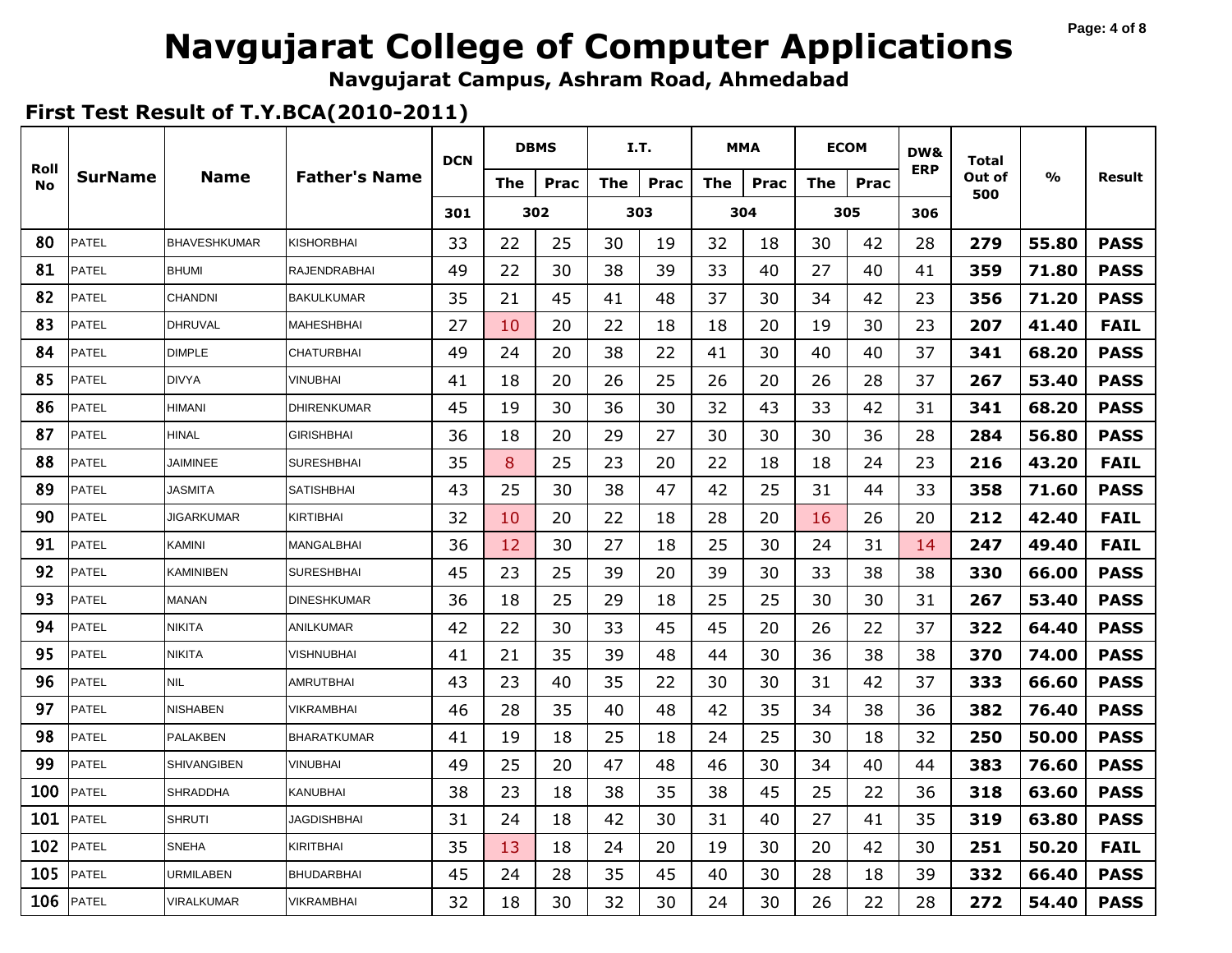# Navgujarat College of Computer Applications

**Navgujarat Campus, Ashram Road, Ahmedabad**

## First Test Result of T.Y.BCA(2010-2011)

| Roll No | SurName | Name | Father's Name | DCN | DBMS | | I.T. | | MMA | | ECOM | | DW& ERP | Total Out of 500 | % | Result |
|---|---|---|---|---|---|---|---|---|---|---|---|---|---|---|---|---|
| | | | | | The | Prac | The | Prac | The | Prac | The | Prac | | | | |
| | | | | 301 | 302 | | 303 | | 304 | | 305 | | 306 | | | |
| 80 | PATEL | BHAVESHKUMAR | KISHORBHAI | 33 | 22 | 25 | 30 | 19 | 32 | 18 | 30 | 42 | 28 | **279** | **55.80** | **PASS** |
| 81 | PATEL | BHUMI | RAJENDRABHAI | 49 | 22 | 30 | 38 | 39 | 33 | 40 | 27 | 40 | 41 | **359** | **71.80** | **PASS** |
| 82 | PATEL | CHANDNI | BAKULKUMAR | 35 | 21 | 45 | 41 | 48 | 37 | 30 | 34 | 42 | 23 | **356** | **71.20** | **PASS** |
| 83 | PATEL | DHRUVAL | MAHESHBHAI | 27 | 10 | 20 | 22 | 18 | 18 | 20 | 19 | 30 | 23 | **207** | **41.40** | **FAIL** |
| 84 | PATEL | DIMPLE | CHATURBHAI | 49 | 24 | 20 | 38 | 22 | 41 | 30 | 40 | 40 | 37 | **341** | **68.20** | **PASS** |
| 85 | PATEL | DIVYA | VINUBHAI | 41 | 18 | 20 | 26 | 25 | 26 | 20 | 26 | 28 | 37 | **267** | **53.40** | **PASS** |
| 86 | PATEL | HIMANI | DHIRENKUMAR | 45 | 19 | 30 | 36 | 30 | 32 | 43 | 33 | 42 | 31 | **341** | **68.20** | **PASS** |
| 87 | PATEL | HINAL | GIRISHBHAI | 36 | 18 | 20 | 29 | 27 | 30 | 30 | 30 | 36 | 28 | **284** | **56.80** | **PASS** |
| 88 | PATEL | JAIMINEE | SURESHBHAI | 35 | 8 | 25 | 23 | 20 | 22 | 18 | 18 | 24 | 23 | **216** | **43.20** | **FAIL** |
| 89 | PATEL | JASMITA | SATISHBHAI | 43 | 25 | 30 | 38 | 47 | 42 | 25 | 31 | 44 | 33 | **358** | **71.60** | **PASS** |
| 90 | PATEL | JIGARKUMAR | KIRTIBHAI | 32 | 10 | 20 | 22 | 18 | 28 | 20 | 16 | 26 | 20 | **212** | **42.40** | **FAIL** |
| 91 | PATEL | KAMINI | MANGALBHAI | 36 | 12 | 30 | 27 | 18 | 25 | 30 | 24 | 31 | 14 | **247** | **49.40** | **FAIL** |
| 92 | PATEL | KAMINIBEN | SURESHBHAI | 45 | 23 | 25 | 39 | 20 | 39 | 30 | 33 | 38 | 38 | **330** | **66.00** | **PASS** |
| 93 | PATEL | MANAN | DINESHKUMAR | 36 | 18 | 25 | 29 | 18 | 25 | 25 | 30 | 30 | 31 | **267** | **53.40** | **PASS** |
| 94 | PATEL | NIKITA | ANILKUMAR | 42 | 22 | 30 | 33 | 45 | 45 | 20 | 26 | 22 | 37 | **322** | **64.40** | **PASS** |
| 95 | PATEL | NIKITA | VISHNUBHAI | 41 | 21 | 35 | 39 | 48 | 44 | 30 | 36 | 38 | 38 | **370** | **74.00** | **PASS** |
| 96 | PATEL | NIL | AMRUTBHAI | 43 | 23 | 40 | 35 | 22 | 30 | 30 | 31 | 42 | 37 | **333** | **66.60** | **PASS** |
| 97 | PATEL | NISHABEN | VIKRAMBHAI | 46 | 28 | 35 | 40 | 48 | 42 | 35 | 34 | 38 | 36 | **382** | **76.40** | **PASS** |
| 98 | PATEL | PALAKBEN | BHARATKUMAR | 41 | 19 | 18 | 25 | 18 | 24 | 25 | 30 | 18 | 32 | **250** | **50.00** | **PASS** |
| 99 | PATEL | SHIVANGIBEN | VINUBHAI | 49 | 25 | 20 | 47 | 48 | 46 | 30 | 34 | 40 | 44 | **383** | **76.60** | **PASS** |
| 100 | PATEL | SHRADDHA | KANUBHAI | 38 | 23 | 18 | 38 | 35 | 38 | 45 | 25 | 22 | 36 | **318** | **63.60** | **PASS** |
| 101 | PATEL | SHRUTI | JAGDISHBHAI | 31 | 24 | 18 | 42 | 30 | 31 | 40 | 27 | 41 | 35 | **319** | **63.80** | **PASS** |
| 102 | PATEL | SNEHA | KIRITBHAI | 35 | 13 | 18 | 24 | 20 | 19 | 30 | 20 | 42 | 30 | **251** | **50.20** | **FAIL** |
| 105 | PATEL | URMILABEN | BHUDARBHAI | 45 | 24 | 28 | 35 | 45 | 40 | 30 | 28 | 18 | 39 | **332** | **66.40** | **PASS** |
| 106 | PATEL | VIRALKUMAR | VIKRAMBHAI | 32 | 18 | 30 | 32 | 30 | 24 | 30 | 26 | 22 | 28 | **272** | **54.40** | **PASS** |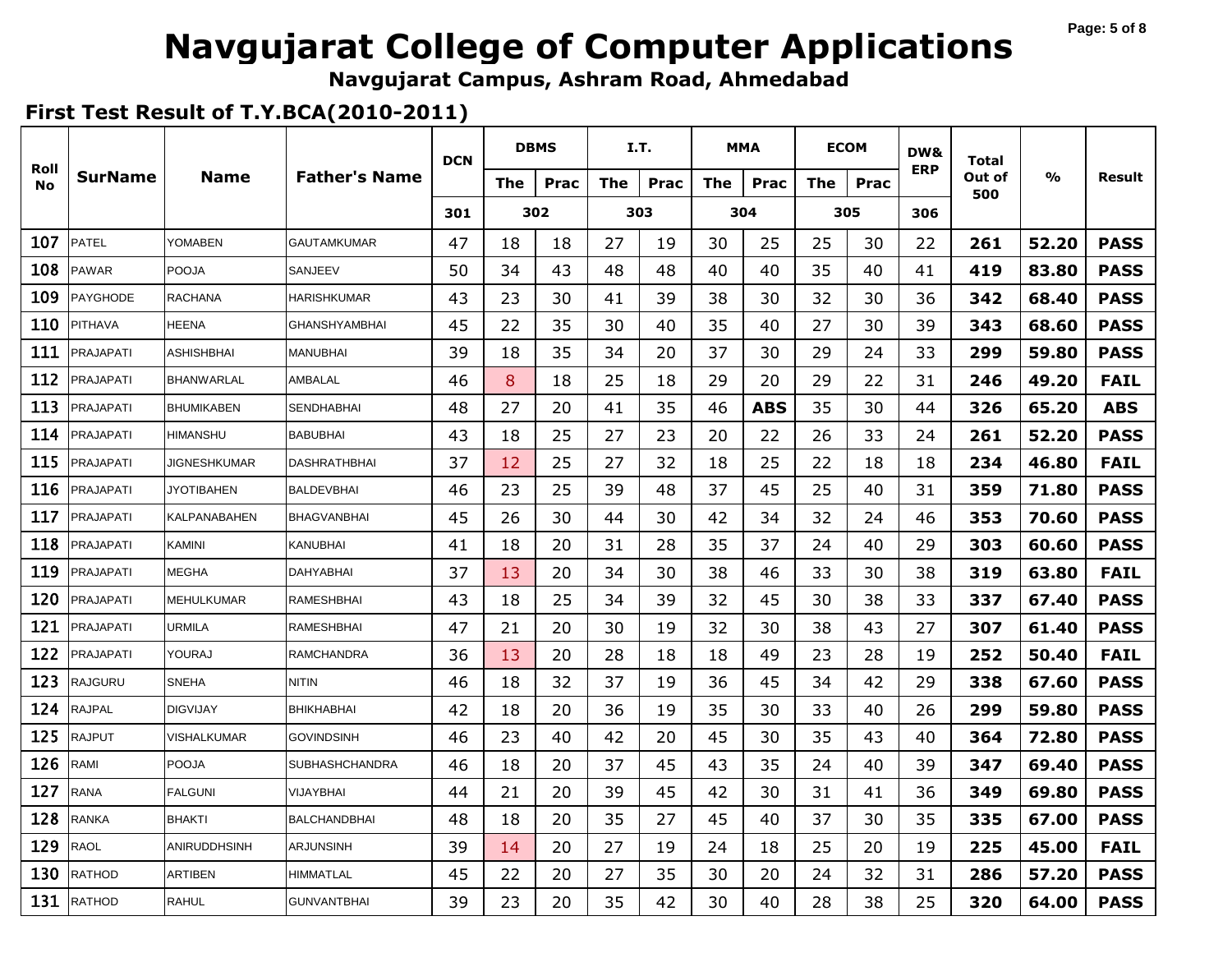# Navgujarat College of Computer Applications

**Navgujarat Campus, Ashram Road, Ahmedabad**

## First Test Result of T.Y.BCA(2010-2011)

| Roll No | SurName | Name | Father's Name | DCN | DBMS | | I.T. | | MMA | | ECOM | | DW& ERP | Total Out of 500 | % | Result |
|---|---|---|---|---|---|---|---|---|---|---|---|---|---|---|---|---|
| | | | | | The | Prac | The | Prac | The | Prac | The | Prac | | | | |
| | | | | 301 | 302 | | 303 | | 304 | | 305 | | 306 | | | |
| 107 | PATEL | YOMABEN | GAUTAMKUMAR | 47 | 18 | 18 | 27 | 19 | 30 | 25 | 25 | 30 | 22 | 261 | 52.20 | PASS |
| 108 | PAWAR | POOJA | SANJEEV | 50 | 34 | 43 | 48 | 48 | 40 | 40 | 35 | 40 | 41 | 419 | 83.80 | PASS |
| 109 | PAYGHODE | RACHANA | HARISHKUMAR | 43 | 23 | 30 | 41 | 39 | 38 | 30 | 32 | 30 | 36 | 342 | 68.40 | PASS |
| 110 | PITHAVA | HEENA | GHANSHYAMBHAI | 45 | 22 | 35 | 30 | 40 | 35 | 40 | 27 | 30 | 39 | 343 | 68.60 | PASS |
| 111 | PRAJAPATI | ASHISHBHAI | MANUBHAI | 39 | 18 | 35 | 34 | 20 | 37 | 30 | 29 | 24 | 33 | 299 | 59.80 | PASS |
| 112 | PRAJAPATI | BHANWARLAL | AMBALAL | 46 | 8 | 18 | 25 | 18 | 29 | 20 | 29 | 22 | 31 | 246 | 49.20 | FAIL |
| 113 | PRAJAPATI | BHUMIKABEN | SENDHABHAI | 48 | 27 | 20 | 41 | 35 | 46 | ABS | 35 | 30 | 44 | 326 | 65.20 | ABS |
| 114 | PRAJAPATI | HIMANSHU | BABUBHAI | 43 | 18 | 25 | 27 | 23 | 20 | 22 | 26 | 33 | 24 | 261 | 52.20 | PASS |
| 115 | PRAJAPATI | JIGNESHKUMAR | DASHRATHBHAI | 37 | 12 | 25 | 27 | 32 | 18 | 25 | 22 | 18 | 18 | 234 | 46.80 | FAIL |
| 116 | PRAJAPATI | JYOTIBAHEN | BALDEVBHAI | 46 | 23 | 25 | 39 | 48 | 37 | 45 | 25 | 40 | 31 | 359 | 71.80 | PASS |
| 117 | PRAJAPATI | KALPANABAHEN | BHAGVANBHAI | 45 | 26 | 30 | 44 | 30 | 42 | 34 | 32 | 24 | 46 | 353 | 70.60 | PASS |
| 118 | PRAJAPATI | KAMINI | KANUBHAI | 41 | 18 | 20 | 31 | 28 | 35 | 37 | 24 | 40 | 29 | 303 | 60.60 | PASS |
| 119 | PRAJAPATI | MEGHA | DAHYABHAI | 37 | 13 | 20 | 34 | 30 | 38 | 46 | 33 | 30 | 38 | 319 | 63.80 | FAIL |
| 120 | PRAJAPATI | MEHULKUMAR | RAMESHBHAI | 43 | 18 | 25 | 34 | 39 | 32 | 45 | 30 | 38 | 33 | 337 | 67.40 | PASS |
| 121 | PRAJAPATI | URMILA | RAMESHBHAI | 47 | 21 | 20 | 30 | 19 | 32 | 30 | 38 | 43 | 27 | 307 | 61.40 | PASS |
| 122 | PRAJAPATI | YOURAJ | RAMCHANDRA | 36 | 13 | 20 | 28 | 18 | 18 | 49 | 23 | 28 | 19 | 252 | 50.40 | FAIL |
| 123 | RAJGURU | SNEHA | NITIN | 46 | 18 | 32 | 37 | 19 | 36 | 45 | 34 | 42 | 29 | 338 | 67.60 | PASS |
| 124 | RAJPAL | DIGVIJAY | BHIKHABHAI | 42 | 18 | 20 | 36 | 19 | 35 | 30 | 33 | 40 | 26 | 299 | 59.80 | PASS |
| 125 | RAJPUT | VISHALKUMAR | GOVINDSINH | 46 | 23 | 40 | 42 | 20 | 45 | 30 | 35 | 43 | 40 | 364 | 72.80 | PASS |
| 126 | RAMI | POOJA | SUBHASHCHANDRA | 46 | 18 | 20 | 37 | 45 | 43 | 35 | 24 | 40 | 39 | 347 | 69.40 | PASS |
| 127 | RANA | FALGUNI | VIJAYBHAI | 44 | 21 | 20 | 39 | 45 | 42 | 30 | 31 | 41 | 36 | 349 | 69.80 | PASS |
| 128 | RANKA | BHAKTI | BALCHANDBHAI | 48 | 18 | 20 | 35 | 27 | 45 | 40 | 37 | 30 | 35 | 335 | 67.00 | PASS |
| 129 | RAOL | ANIRUDDHSINH | ARJUNSINH | 39 | 14 | 20 | 27 | 19 | 24 | 18 | 25 | 20 | 19 | 225 | 45.00 | FAIL |
| 130 | RATHOD | ARTIBEN | HIMMATLAL | 45 | 22 | 20 | 27 | 35 | 30 | 20 | 24 | 32 | 31 | 286 | 57.20 | PASS |
| 131 | RATHOD | RAHUL | GUNVANTBHAI | 39 | 23 | 20 | 35 | 42 | 30 | 40 | 28 | 38 | 25 | 320 | 64.00 | PASS |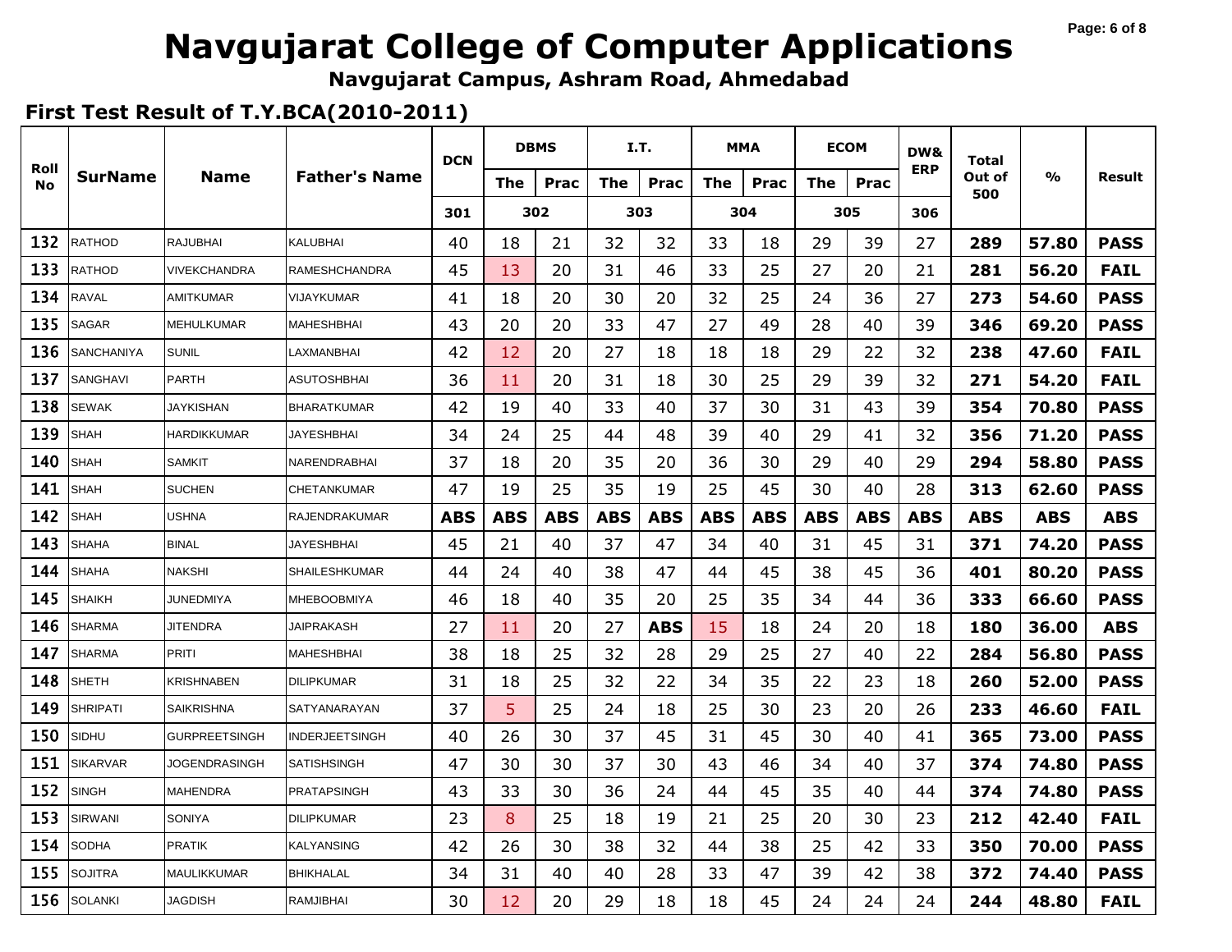# Navgujarat College of Computer Applications

**Navgujarat Campus, Ashram Road, Ahmedabad**

## First Test Result of T.Y.BCA(2010-2011)

| Roll No | SurName | Name | Father's Name | DCN | DBMS | | I.T. | | MMA | | ECOM | | DW& ERP | Total Out of 500 | % | Result |
|---|---|---|---|---|---|---|---|---|---|---|---|---|---|---|---|---|
| | | | | | The | Prac | The | Prac | The | Prac | The | Prac | | | | |
| | | | | 301 | 302 | | 303 | | 304 | | 305 | | 306 | | | |
| 132 | RATHOD | RAJUBHAI | KALUBHAI | 40 | 18 | 21 | 32 | 32 | 33 | 18 | 29 | 39 | 27 | **289** | **57.80** | **PASS** |
| 133 | RATHOD | VIVEKCHANDRA | RAMESHCHANDRA | 45 | 13 | 20 | 31 | 46 | 33 | 25 | 27 | 20 | 21 | **281** | **56.20** | **FAIL** |
| 134 | RAVAL | AMITKUMAR | VIJAYKUMAR | 41 | 18 | 20 | 30 | 20 | 32 | 25 | 24 | 36 | 27 | **273** | **54.60** | **PASS** |
| 135 | SAGAR | MEHULKUMAR | MAHESHBHAI | 43 | 20 | 20 | 33 | 47 | 27 | 49 | 28 | 40 | 39 | **346** | **69.20** | **PASS** |
| 136 | SANCHANIYA | SUNIL | LAXMANBHAI | 42 | 12 | 20 | 27 | 18 | 18 | 18 | 29 | 22 | 32 | **238** | **47.60** | **FAIL** |
| 137 | SANGHAVI | PARTH | ASUTOSHBHAI | 36 | 11 | 20 | 31 | 18 | 30 | 25 | 29 | 39 | 32 | **271** | **54.20** | **FAIL** |
| 138 | SEWAK | JAYKISHAN | BHARATKUMAR | 42 | 19 | 40 | 33 | 40 | 37 | 30 | 31 | 43 | 39 | **354** | **70.80** | **PASS** |
| 139 | SHAH | HARDIKKUMAR | JAYESHBHAI | 34 | 24 | 25 | 44 | 48 | 39 | 40 | 29 | 41 | 32 | **356** | **71.20** | **PASS** |
| 140 | SHAH | SAMKIT | NARENDRABHAI | 37 | 18 | 20 | 35 | 20 | 36 | 30 | 29 | 40 | 29 | **294** | **58.80** | **PASS** |
| 141 | SHAH | SUCHEN | CHETANKUMAR | 47 | 19 | 25 | 35 | 19 | 25 | 45 | 30 | 40 | 28 | **313** | **62.60** | **PASS** |
| 142 | SHAH | USHNA | RAJENDRAKUMAR | **ABS** | **ABS** | **ABS** | **ABS** | **ABS** | **ABS** | **ABS** | **ABS** | **ABS** | **ABS** | **ABS** | **ABS** | **ABS** |
| 143 | SHAHA | BINAL | JAYESHBHAI | 45 | 21 | 40 | 37 | 47 | 34 | 40 | 31 | 45 | 31 | **371** | **74.20** | **PASS** |
| 144 | SHAHA | NAKSHI | SHAILESHKUMAR | 44 | 24 | 40 | 38 | 47 | 44 | 45 | 38 | 45 | 36 | **401** | **80.20** | **PASS** |
| 145 | SHAIKH | JUNEDMIYA | MHEBOOBMIYA | 46 | 18 | 40 | 35 | 20 | 25 | 35 | 34 | 44 | 36 | **333** | **66.60** | **PASS** |
| 146 | SHARMA | JITENDRA | JAIPRAKASH | 27 | 11 | 20 | 27 | **ABS** | 15 | 18 | 24 | 20 | 18 | **180** | **36.00** | **ABS** |
| 147 | SHARMA | PRITI | MAHESHBHAI | 38 | 18 | 25 | 32 | 28 | 29 | 25 | 27 | 40 | 22 | **284** | **56.80** | **PASS** |
| 148 | SHETH | KRISHNABEN | DILIPKUMAR | 31 | 18 | 25 | 32 | 22 | 34 | 35 | 22 | 23 | 18 | **260** | **52.00** | **PASS** |
| 149 | SHRIPATI | SAIKRISHNA | SATYANARAYAN | 37 | 5 | 25 | 24 | 18 | 25 | 30 | 23 | 20 | 26 | **233** | **46.60** | **FAIL** |
| 150 | SIDHU | GURPREETSINGH | INDERJEETSINGH | 40 | 26 | 30 | 37 | 45 | 31 | 45 | 30 | 40 | 41 | **365** | **73.00** | **PASS** |
| 151 | SIKARVAR | JOGENDRASINGH | SATISHSINGH | 47 | 30 | 30 | 37 | 30 | 43 | 46 | 34 | 40 | 37 | **374** | **74.80** | **PASS** |
| 152 | SINGH | MAHENDRA | PRATAPSINGH | 43 | 33 | 30 | 36 | 24 | 44 | 45 | 35 | 40 | 44 | **374** | **74.80** | **PASS** |
| 153 | SIRWANI | SONIYA | DILIPKUMAR | 23 | 8 | 25 | 18 | 19 | 21 | 25 | 20 | 30 | 23 | **212** | **42.40** | **FAIL** |
| 154 | SODHA | PRATIK | KALYANSING | 42 | 26 | 30 | 38 | 32 | 44 | 38 | 25 | 42 | 33 | **350** | **70.00** | **PASS** |
| 155 | SOJITRA | MAULIKKUMAR | BHIKHALAL | 34 | 31 | 40 | 40 | 28 | 33 | 47 | 39 | 42 | 38 | **372** | **74.40** | **PASS** |
| 156 | SOLANKI | JAGDISH | RAMJIBHAI | 30 | 12 | 20 | 29 | 18 | 18 | 45 | 24 | 24 | 24 | **244** | **48.80** | **FAIL** |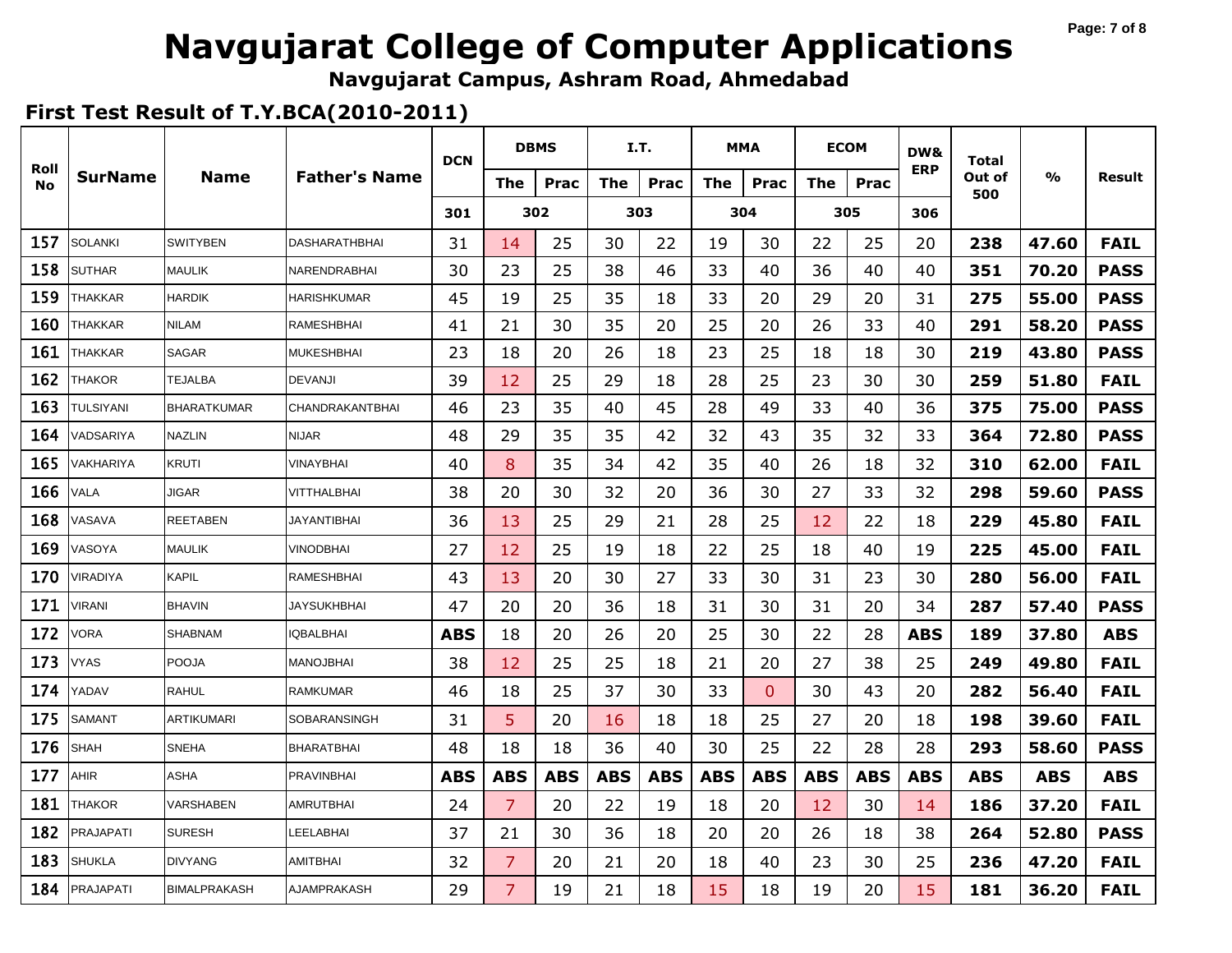# Navgujarat College of Computer Applications

**Navgujarat Campus, Ashram Road, Ahmedabad**

## First Test Result of T.Y.BCA(2010-2011)

| Roll No | SurName | Name | Father's Name | DCN | DBMS | | I.T. | | MMA | | ECOM | | DW& ERP | Total Out of 500 | % | Result |
|---|---|---|---|---|---|---|---|---|---|---|---|---|---|---|---|---|
| | | | | | The | Prac | The | Prac | The | Prac | The | Prac | | | | |
| | | | | 301 | 302 | | 303 | | 304 | | 305 | | 306 | | | |
| 157 | SOLANKI | SWITYBEN | DASHARATHBHAI | 31 | 14 | 25 | 30 | 22 | 19 | 30 | 22 | 25 | 20 | 238 | 47.60 | FAIL |
| 158 | SUTHAR | MAULIK | NARENDRABHAI | 30 | 23 | 25 | 38 | 46 | 33 | 40 | 36 | 40 | 40 | 351 | 70.20 | PASS |
| 159 | THAKKAR | HARDIK | HARISHKUMAR | 45 | 19 | 25 | 35 | 18 | 33 | 20 | 29 | 20 | 31 | 275 | 55.00 | PASS |
| 160 | THAKKAR | NILAM | RAMESHBHAI | 41 | 21 | 30 | 35 | 20 | 25 | 20 | 26 | 33 | 40 | 291 | 58.20 | PASS |
| 161 | THAKKAR | SAGAR | MUKESHBHAI | 23 | 18 | 20 | 26 | 18 | 23 | 25 | 18 | 18 | 30 | 219 | 43.80 | PASS |
| 162 | THAKOR | TEJALBA | DEVANJI | 39 | 12 | 25 | 29 | 18 | 28 | 25 | 23 | 30 | 30 | 259 | 51.80 | FAIL |
| 163 | TULSIYANI | BHARATKUMAR | CHANDRAKANTBHAI | 46 | 23 | 35 | 40 | 45 | 28 | 49 | 33 | 40 | 36 | 375 | 75.00 | PASS |
| 164 | VADSARIYA | NAZLIN | NIJAR | 48 | 29 | 35 | 35 | 42 | 32 | 43 | 35 | 32 | 33 | 364 | 72.80 | PASS |
| 165 | VAKHARIYA | KRUTI | VINAYBHAI | 40 | 8 | 35 | 34 | 42 | 35 | 40 | 26 | 18 | 32 | 310 | 62.00 | FAIL |
| 166 | VALA | JIGAR | VITTHALBHAI | 38 | 20 | 30 | 32 | 20 | 36 | 30 | 27 | 33 | 32 | 298 | 59.60 | PASS |
| 168 | VASAVA | REETABEN | JAYANTIBHAI | 36 | 13 | 25 | 29 | 21 | 28 | 25 | 12 | 22 | 18 | 229 | 45.80 | FAIL |
| 169 | VASOYA | MAULIK | VINODBHAI | 27 | 12 | 25 | 19 | 18 | 22 | 25 | 18 | 40 | 19 | 225 | 45.00 | FAIL |
| 170 | VIRADIYA | KAPIL | RAMESHBHAI | 43 | 13 | 20 | 30 | 27 | 33 | 30 | 31 | 23 | 30 | 280 | 56.00 | FAIL |
| 171 | VIRANI | BHAVIN | JAYSUKHBHAI | 47 | 20 | 20 | 36 | 18 | 31 | 30 | 31 | 20 | 34 | 287 | 57.40 | PASS |
| 172 | VORA | SHABNAM | IQBALBHAI | ABS | 18 | 20 | 26 | 20 | 25 | 30 | 22 | 28 | ABS | 189 | 37.80 | ABS |
| 173 | VYAS | POOJA | MANOJBHAI | 38 | 12 | 25 | 25 | 18 | 21 | 20 | 27 | 38 | 25 | 249 | 49.80 | FAIL |
| 174 | YADAV | RAHUL | RAMKUMAR | 46 | 18 | 25 | 37 | 30 | 33 | 0 | 30 | 43 | 20 | 282 | 56.40 | FAIL |
| 175 | SAMANT | ARTIKUMARI | SOBARANSINGH | 31 | 5 | 20 | 16 | 18 | 18 | 25 | 27 | 20 | 18 | 198 | 39.60 | FAIL |
| 176 | SHAH | SNEHA | BHARATBHAI | 48 | 18 | 18 | 36 | 40 | 30 | 25 | 22 | 28 | 28 | 293 | 58.60 | PASS |
| 177 | AHIR | ASHA | PRAVINBHAI | ABS | ABS | ABS | ABS | ABS | ABS | ABS | ABS | ABS | ABS | ABS | ABS | ABS |
| 181 | THAKOR | VARSHABEN | AMRUTBHAI | 24 | 7 | 20 | 22 | 19 | 18 | 20 | 12 | 30 | 14 | 186 | 37.20 | FAIL |
| 182 | PRAJAPATI | SURESH | LEELABHAI | 37 | 21 | 30 | 36 | 18 | 20 | 20 | 26 | 18 | 38 | 264 | 52.80 | PASS |
| 183 | SHUKLA | DIVYANG | AMITBHAI | 32 | 7 | 20 | 21 | 20 | 18 | 40 | 23 | 30 | 25 | 236 | 47.20 | FAIL |
| 184 | PRAJAPATI | BIMALPRAKASH | AJAMPRAKASH | 29 | 7 | 19 | 21 | 18 | 15 | 18 | 19 | 20 | 15 | 181 | 36.20 | FAIL |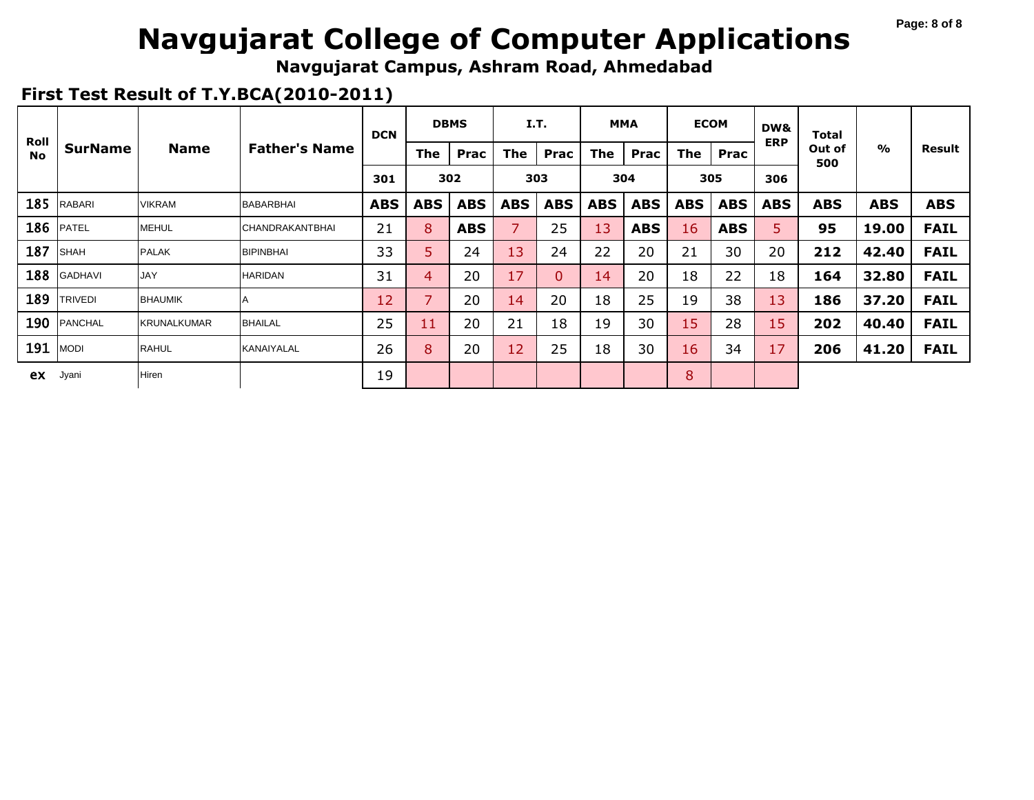# Navgujarat College of Computer Applications

**Navgujarat Campus, Ashram Road, Ahmedabad**

## First Test Result of T.Y.BCA(2010-2011)

| Roll No | SurName | Name | Father's Name | DCN | DBMS | | I.T. | | MMA | | ECOM | | DW& ERP | Total Out of 500 | % | Result |
|---|---|---|---|---|---|---|---|---|---|---|---|---|---|---|---|---|
| | | | | | The | Prac | The | Prac | The | Prac | The | Prac | | | | |
| | | | | 301 | 302 | | 303 | | 304 | | 305 | | 306 | | | |
| 185 | RABARI | VIKRAM | BABARBHAI | ABS | ABS | ABS | ABS | ABS | ABS | ABS | ABS | ABS | ABS | ABS | ABS | ABS |
| 186 | PATEL | MEHUL | CHANDRAKANTBHAI | 21 | 8 | ABS | 7 | 25 | 13 | ABS | 16 | ABS | 5 | 95 | 19.00 | FAIL |
| 187 | SHAH | PALAK | BIPINBHAI | 33 | 5 | 24 | 13 | 24 | 22 | 20 | 21 | 30 | 20 | 212 | 42.40 | FAIL |
| 188 | GADHAVI | JAY | HARIDAN | 31 | 4 | 20 | 17 | 0 | 14 | 20 | 18 | 22 | 18 | 164 | 32.80 | FAIL |
| 189 | TRIVEDI | BHAUMIK | A | 12 | 7 | 20 | 14 | 20 | 18 | 25 | 19 | 38 | 13 | 186 | 37.20 | FAIL |
| 190 | PANCHAL | KRUNALKUMAR | BHAILAL | 25 | 11 | 20 | 21 | 18 | 19 | 30 | 15 | 28 | 15 | 202 | 40.40 | FAIL |
| 191 | MODI | RAHUL | KANAIYALAL | 26 | 8 | 20 | 12 | 25 | 18 | 30 | 16 | 34 | 17 | 206 | 41.20 | FAIL |
| ex | Jyani | Hiren | | 19 | | | | | | | 8 | | | | | |